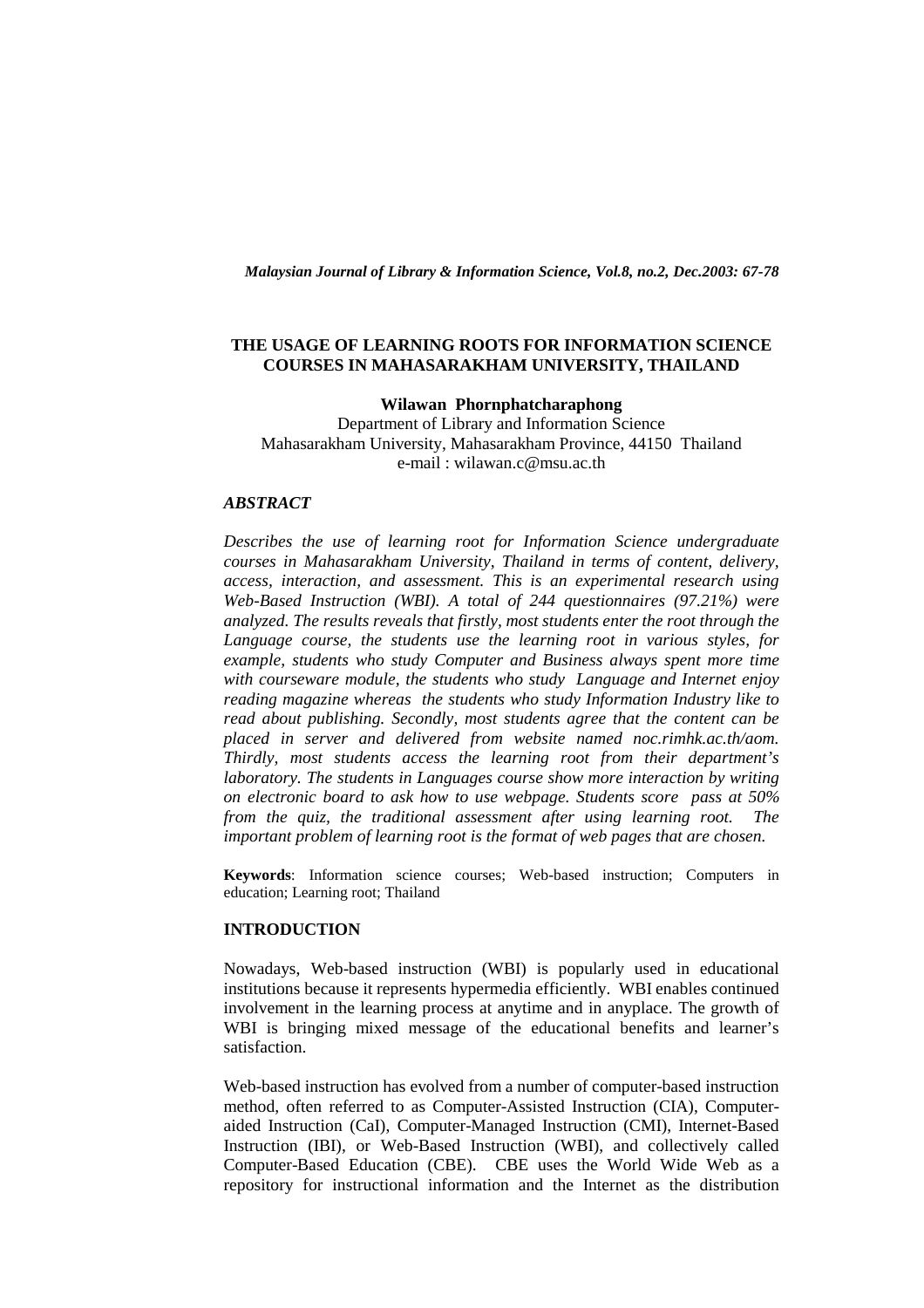# THE USAGE OF LEARNING ROOTS FOR INFORMATION SCIENCE COURSES IN MAHASARAKHAM UNIVERSITY, THAILAND

**Wilawan Phornphatcharaphong**
Department of Library and Information Science
Mahasarakham University, Mahasarakham Province, 44150 Thailand
e-mail : wilawan.c@msu.ac.th

## *ABSTRACT*

*Describes the use of learning root for Information Science undergraduate courses in Mahasarakham University, Thailand in terms of content, delivery, access, interaction, and assessment. This is an experimental research using Web-Based Instruction (WBI). A total of 244 questionnaires (97.21%) were analyzed. The results reveals that firstly, most students enter the root through the Language course, the students use the learning root in various styles, for example, students who study Computer and Business always spent more time with courseware module, the students who study Language and Internet enjoy reading magazine whereas the students who study Information Industry like to read about publishing. Secondly, most students agree that the content can be placed in server and delivered from website named noc.rimhk.ac.th/aom. Thirdly, most students access the learning root from their department's laboratory. The students in Languages course show more interaction by writing on electronic board to ask how to use webpage. Students score pass at 50% from the quiz, the traditional assessment after using learning root. The important problem of learning root is the format of web pages that are chosen.*

**Keywords**: Information science courses; Web-based instruction; Computers in education; Learning root; Thailand

## INTRODUCTION

Nowadays, Web-based instruction (WBI) is popularly used in educational institutions because it represents hypermedia efficiently. WBI enables continued involvement in the learning process at anytime and in anyplace. The growth of WBI is bringing mixed message of the educational benefits and learner's satisfaction.

Web-based instruction has evolved from a number of computer-based instruction method, often referred to as Computer-Assisted Instruction (CIA), Computer-aided Instruction (CaI), Computer-Managed Instruction (CMI), Internet-Based Instruction (IBI), or Web-Based Instruction (WBI), and collectively called Computer-Based Education (CBE). CBE uses the World Wide Web as a repository for instructional information and the Internet as the distribution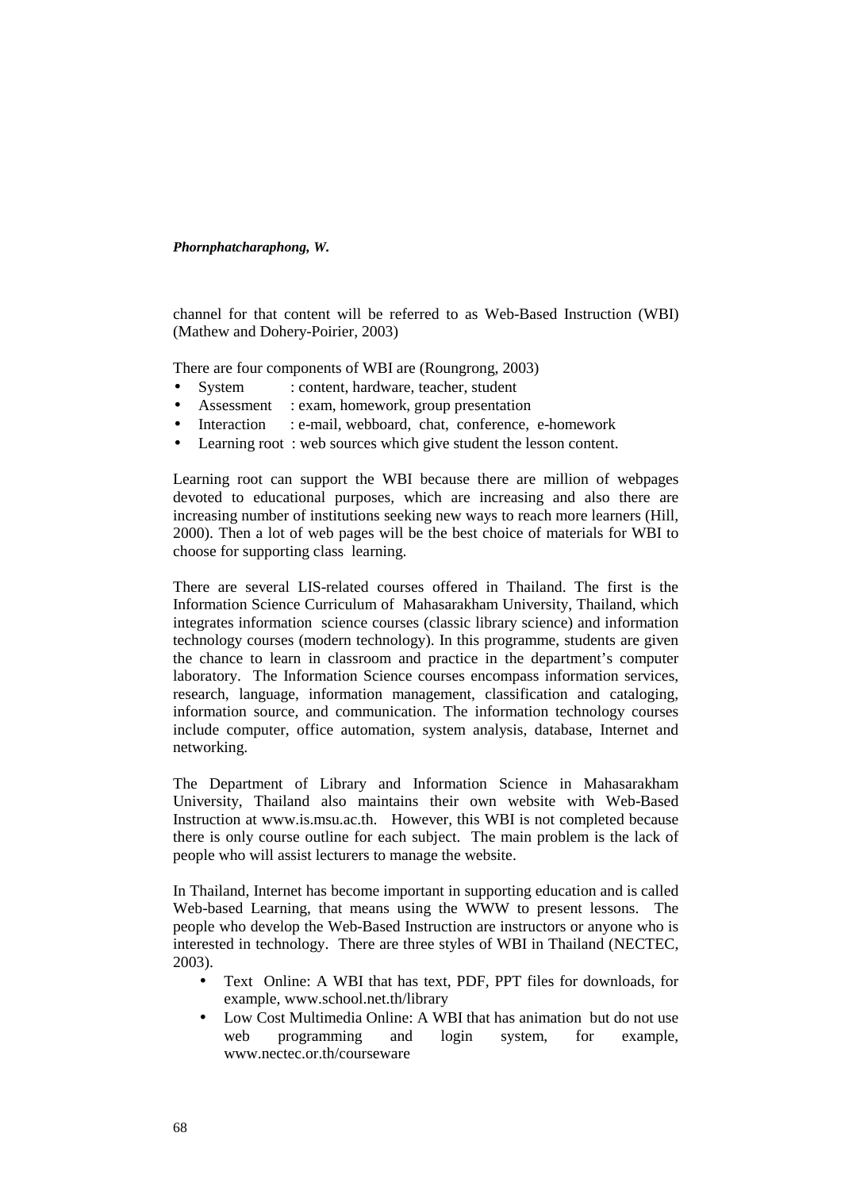channel for that content will be referred to as Web-Based Instruction (WBI) (Mathew and Dohery-Poirier, 2003)

There are four components of WBI are (Roungrong, 2003)

- System : content, hardware, teacher, student
- Assessment : exam, homework, group presentation
- Interaction : e-mail, webboard, chat, conference, e-homework
- Learning root : web sources which give student the lesson content.

Learning root can support the WBI because there are million of webpages devoted to educational purposes, which are increasing and also there are increasing number of institutions seeking new ways to reach more learners (Hill, 2000). Then a lot of web pages will be the best choice of materials for WBI to choose for supporting class learning.

There are several LIS-related courses offered in Thailand. The first is the Information Science Curriculum of Mahasarakham University, Thailand, which integrates information science courses (classic library science) and information technology courses (modern technology). In this programme, students are given the chance to learn in classroom and practice in the department's computer laboratory. The Information Science courses encompass information services, research, language, information management, classification and cataloging, information source, and communication. The information technology courses include computer, office automation, system analysis, database, Internet and networking.

The Department of Library and Information Science in Mahasarakham University, Thailand also maintains their own website with Web-Based Instruction at www.is.msu.ac.th. However, this WBI is not completed because there is only course outline for each subject. The main problem is the lack of people who will assist lecturers to manage the website.

In Thailand, Internet has become important in supporting education and is called Web-based Learning, that means using the WWW to present lessons. The people who develop the Web-Based Instruction are instructors or anyone who is interested in technology. There are three styles of WBI in Thailand (NECTEC, 2003).

- Text Online: A WBI that has text, PDF, PPT files for downloads, for example, www.school.net.th/library
- Low Cost Multimedia Online: A WBI that has animation but do not use web programming and login system, for example, www.nectec.or.th/courseware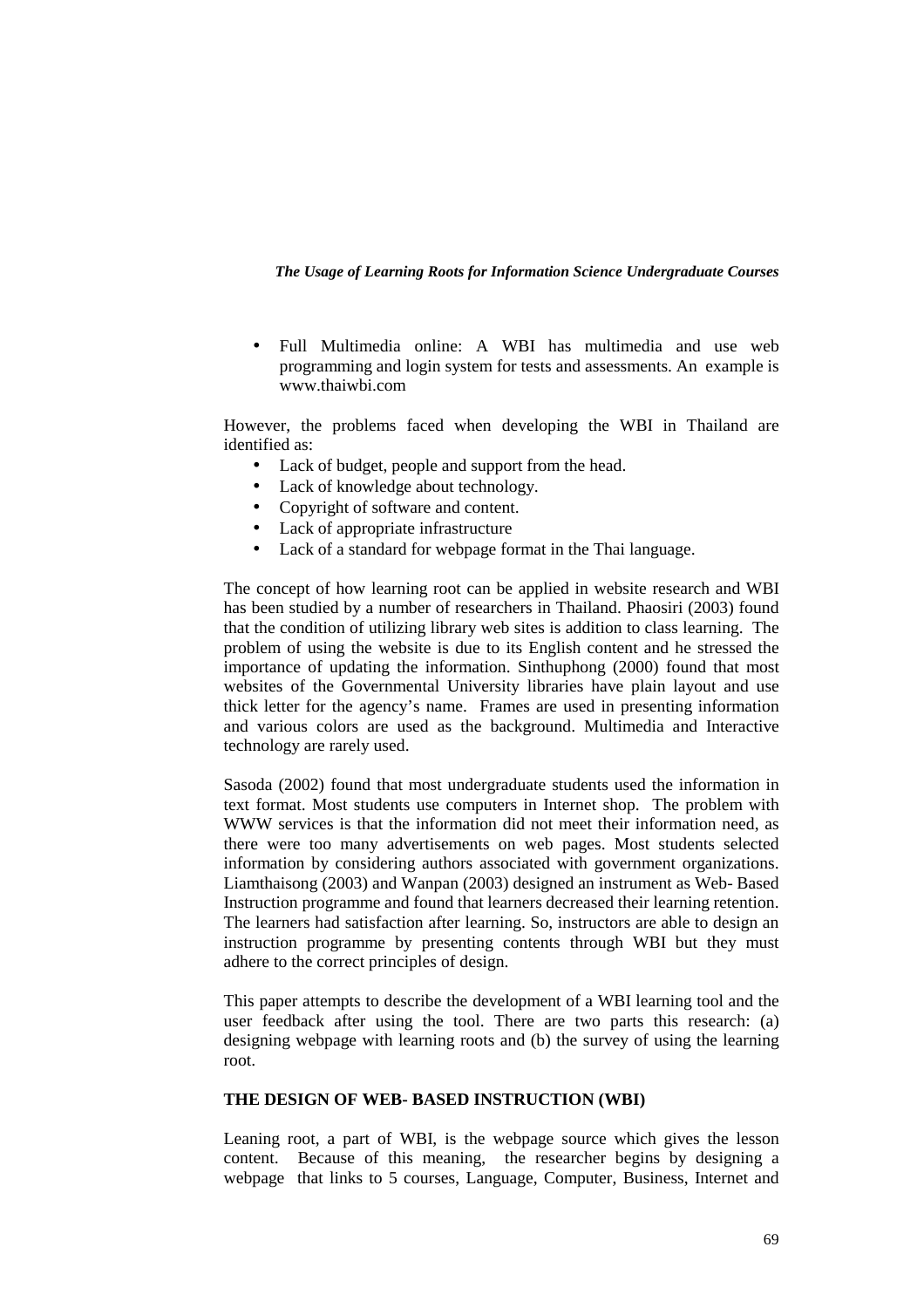- Full Multimedia online: A WBI has multimedia and use web programming and login system for tests and assessments. An example is www.thaiwbi.com

However, the problems faced when developing the WBI in Thailand are identified as:

- Lack of budget, people and support from the head.
- Lack of knowledge about technology.
- Copyright of software and content.
- Lack of appropriate infrastructure
- Lack of a standard for webpage format in the Thai language.

The concept of how learning root can be applied in website research and WBI has been studied by a number of researchers in Thailand. Phaosiri (2003) found that the condition of utilizing library web sites is addition to class learning. The problem of using the website is due to its English content and he stressed the importance of updating the information. Sinthuphong (2000) found that most websites of the Governmental University libraries have plain layout and use thick letter for the agency's name. Frames are used in presenting information and various colors are used as the background. Multimedia and Interactive technology are rarely used.

Sasoda (2002) found that most undergraduate students used the information in text format. Most students use computers in Internet shop. The problem with WWW services is that the information did not meet their information need, as there were too many advertisements on web pages. Most students selected information by considering authors associated with government organizations. Liamthaisong (2003) and Wanpan (2003) designed an instrument as Web- Based Instruction programme and found that learners decreased their learning retention. The learners had satisfaction after learning. So, instructors are able to design an instruction programme by presenting contents through WBI but they must adhere to the correct principles of design.

This paper attempts to describe the development of a WBI learning tool and the user feedback after using the tool. There are two parts this research: (a) designing webpage with learning roots and (b) the survey of using the learning root.

**THE DESIGN OF WEB- BASED INSTRUCTION (WBI)**

Leaning root, a part of WBI, is the webpage source which gives the lesson content. Because of this meaning, the researcher begins by designing a webpage that links to 5 courses, Language, Computer, Business, Internet and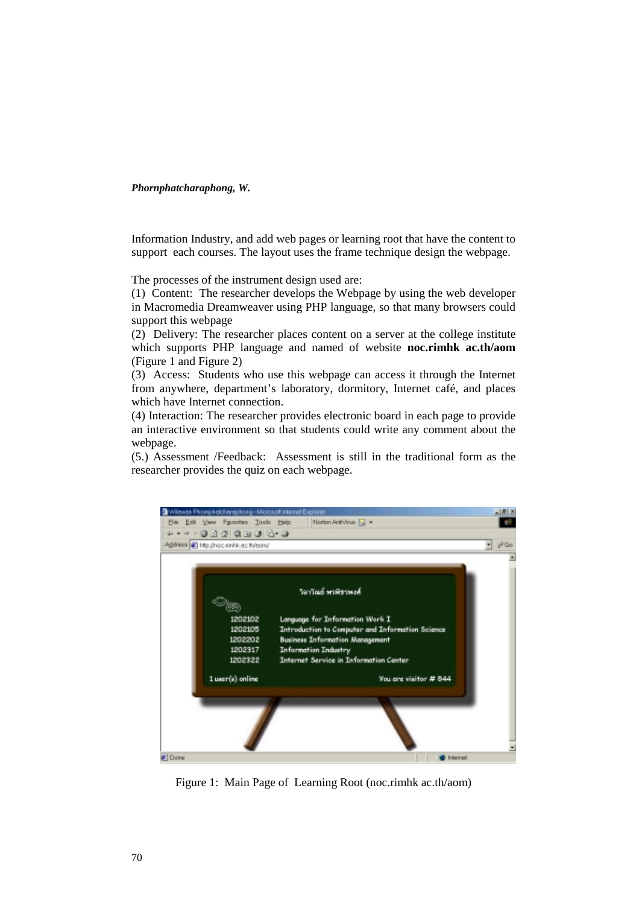Information Industry, and add web pages or learning root that have the content to support  each courses. The layout uses the frame technique design the webpage.

The processes of the instrument design used are:

(1)  Content:  The researcher develops the Webpage by using the web developer in Macromedia Dreamweaver using PHP language, so that many browsers could support this webpage

(2)  Delivery: The researcher places content on a server at the college institute which supports PHP language and named of website **noc.rimhk ac.th/aom** (Figure 1 and Figure 2)

(3)  Access:  Students who use this webpage can access it through the Internet from anywhere, department's laboratory, dormitory, Internet café, and places which have Internet connection.

(4) Interaction: The researcher provides electronic board in each page to provide an interactive environment so that students could write any comment about the webpage.

(5.) Assessment /Feedback:  Assessment is still in the traditional form as the researcher provides the quiz on each webpage.

Figure 1:  Main Page of  Learning Root (noc.rimhk ac.th/aom)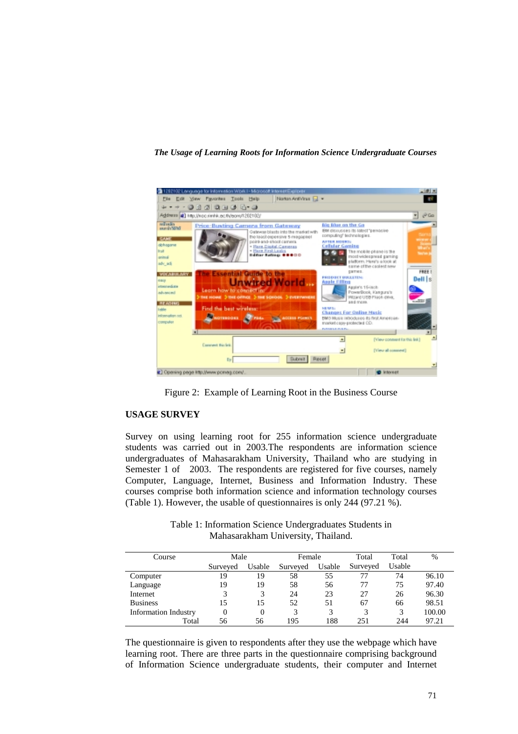Figure 2: Example of Learning Root in the Business Course

## USAGE SURVEY

Survey on using learning root for 255 information science undergraduate students was carried out in 2003.The respondents are information science undergraduates of Mahasarakham University, Thailand who are studying in Semester 1 of 2003. The respondents are registered for five courses, namely Computer, Language, Internet, Business and Information Industry. These courses comprise both information science and information technology courses (Table 1). However, the usable of questionnaires is only 244 (97.21 %).

Table 1: Information Science Undergraduates Students in Mahasarakham University, Thailand.

| Course | Male | | Female | | Total | Total | % |
|---|---|---|---|---|---|---|---|
| | Surveyed | Usable | Surveyed | Usable | Surveyed | Usable | |
| Computer | 19 | 19 | 58 | 55 | 77 | 74 | 96.10 |
| Language | 19 | 19 | 58 | 56 | 77 | 75 | 97.40 |
| Internet | 3 | 3 | 24 | 23 | 27 | 26 | 96.30 |
| Business | 15 | 15 | 52 | 51 | 67 | 66 | 98.51 |
| Information Industry | 0 | 0 | 3 | 3 | 3 | 3 | 100.00 |
| Total | 56 | 56 | 195 | 188 | 251 | 244 | 97.21 |

The questionnaire is given to respondents after they use the webpage which have learning root. There are three parts in the questionnaire comprising background of Information Science undergraduate students, their computer and Internet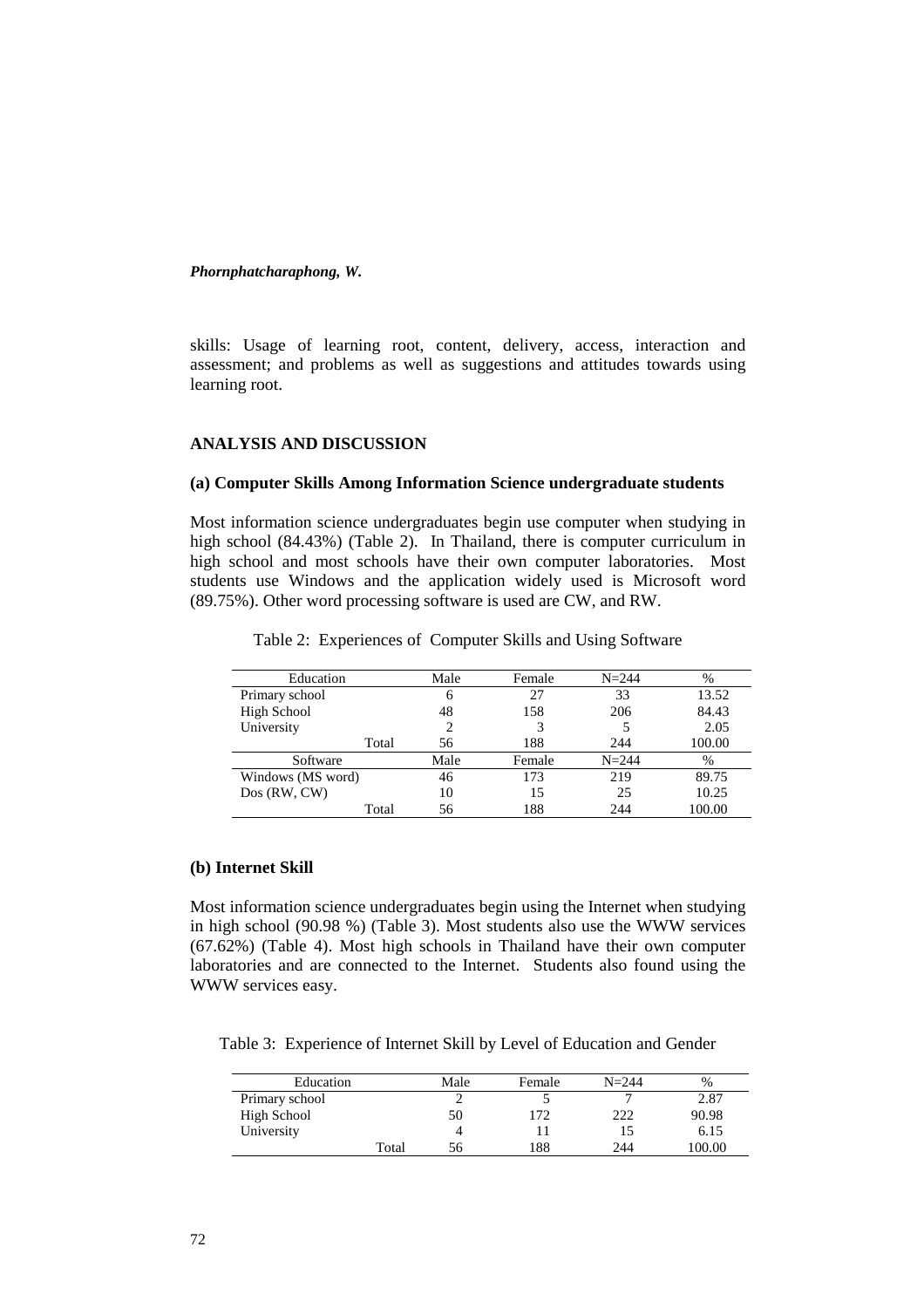skills: Usage of learning root, content, delivery, access, interaction and assessment; and problems as well as suggestions and attitudes towards using learning root.

## ANALYSIS AND DISCUSSION

### (a) Computer Skills Among Information Science undergraduate students

Most information science undergraduates begin use computer when studying in high school (84.43%) (Table 2). In Thailand, there is computer curriculum in high school and most schools have their own computer laboratories. Most students use Windows and the application widely used is Microsoft word (89.75%). Other word processing software is used are CW, and RW.

Table 2: Experiences of Computer Skills and Using Software

| Education | Male | Female | N=244 | % |
|---|---|---|---|---|
| Primary school | 6 | 27 | 33 | 13.52 |
| High School | 48 | 158 | 206 | 84.43 |
| University | 2 | 3 | 5 | 2.05 |
| Total | 56 | 188 | 244 | 100.00 |
| **Software** | **Male** | **Female** | **N=244** | **%** |
| Windows (MS word) | 46 | 173 | 219 | 89.75 |
| Dos (RW, CW) | 10 | 15 | 25 | 10.25 |
| Total | 56 | 188 | 244 | 100.00 |

### (b) Internet Skill

Most information science undergraduates begin using the Internet when studying in high school (90.98 %) (Table 3). Most students also use the WWW services (67.62%) (Table 4). Most high schools in Thailand have their own computer laboratories and are connected to the Internet. Students also found using the WWW services easy.

Table 3: Experience of Internet Skill by Level of Education and Gender

| Education | Male | Female | N=244 | % |
|---|---|---|---|---|
| Primary school | 2 | 5 | 7 | 2.87 |
| High School | 50 | 172 | 222 | 90.98 |
| University | 4 | 11 | 15 | 6.15 |
| Total | 56 | 188 | 244 | 100.00 |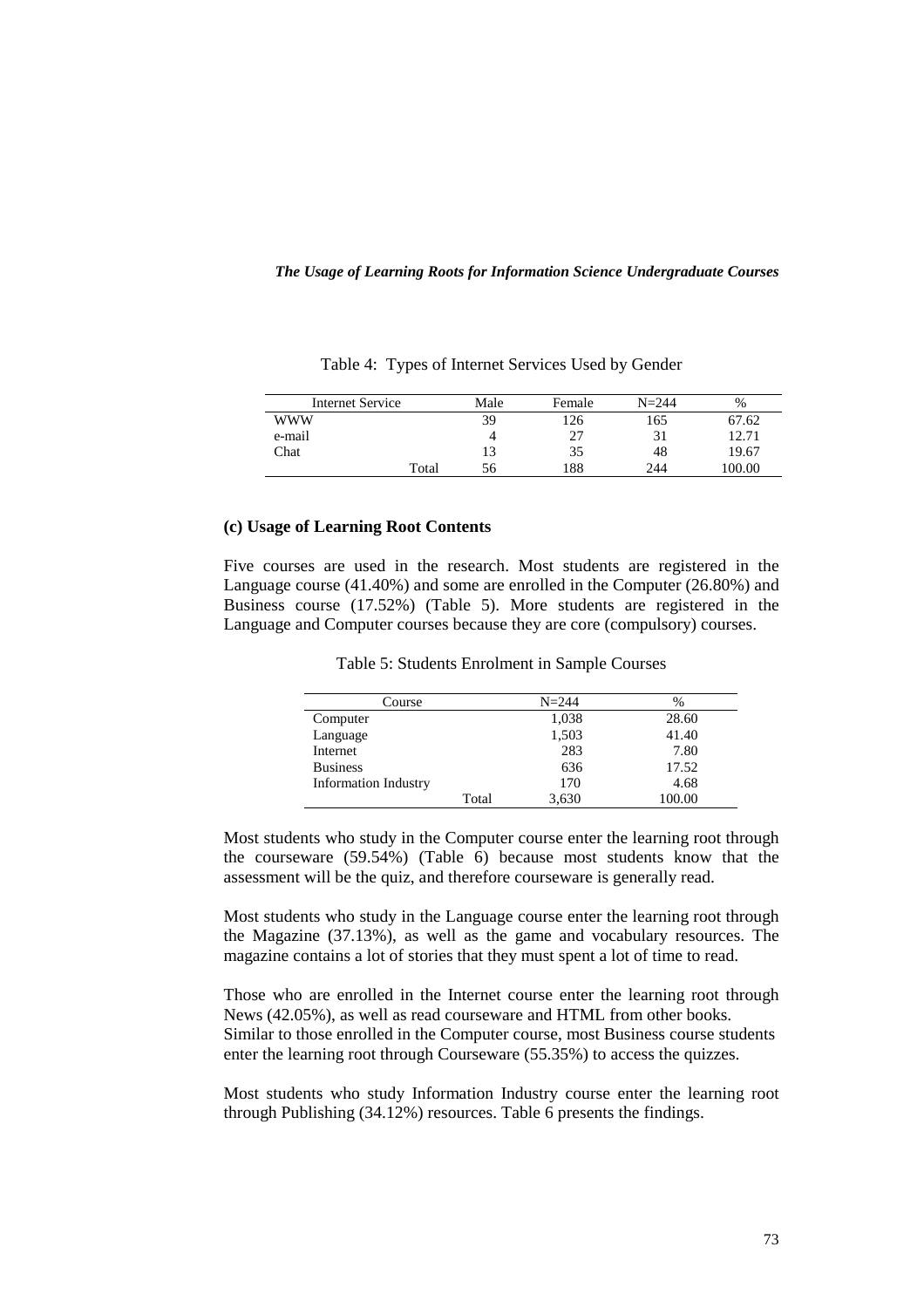Table 4: Types of Internet Services Used by Gender

| Internet Service | Male | Female | N=244 | % |
|---|---|---|---|---|
| WWW | 39 | 126 | 165 | 67.62 |
| e-mail | 4 | 27 | 31 | 12.71 |
| Chat | 13 | 35 | 48 | 19.67 |
| Total | 56 | 188 | 244 | 100.00 |

**(c) Usage of Learning Root Contents**

Five courses are used in the research. Most students are registered in the Language course (41.40%) and some are enrolled in the Computer (26.80%) and Business course (17.52%) (Table 5). More students are registered in the Language and Computer courses because they are core (compulsory) courses.

Table 5: Students Enrolment in Sample Courses

| Course | N=244 | % |
|---|---|---|
| Computer | 1,038 | 28.60 |
| Language | 1,503 | 41.40 |
| Internet | 283 | 7.80 |
| Business | 636 | 17.52 |
| Information Industry | 170 | 4.68 |
| Total | 3,630 | 100.00 |

Most students who study in the Computer course enter the learning root through the courseware (59.54%) (Table 6) because most students know that the assessment will be the quiz, and therefore courseware is generally read.

Most students who study in the Language course enter the learning root through the Magazine (37.13%), as well as the game and vocabulary resources. The magazine contains a lot of stories that they must spent a lot of time to read.

Those who are enrolled in the Internet course enter the learning root through News (42.05%), as well as read courseware and HTML from other books.
Similar to those enrolled in the Computer course, most Business course students enter the learning root through Courseware (55.35%) to access the quizzes.

Most students who study Information Industry course enter the learning root through Publishing (34.12%) resources. Table 6 presents the findings.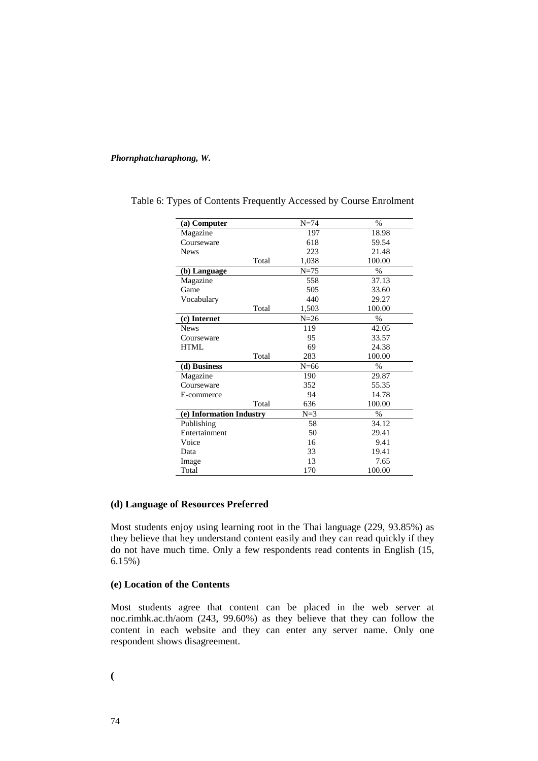Table 6: Types of Contents Frequently Accessed by Course Enrolment

| **(a) Computer** | N=74 | % |
|---|---|---|
| Magazine | 197 | 18.98 |
| Courseware | 618 | 59.54 |
| News | 223 | 21.48 |
| Total | 1,038 | 100.00 |
| **(b) Language** | N=75 | % |
| Magazine | 558 | 37.13 |
| Game | 505 | 33.60 |
| Vocabulary | 440 | 29.27 |
| Total | 1,503 | 100.00 |
| **(c) Internet** | N=26 | % |
| News | 119 | 42.05 |
| Courseware | 95 | 33.57 |
| HTML | 69 | 24.38 |
| Total | 283 | 100.00 |
| **(d) Business** | N=66 | % |
| Magazine | 190 | 29.87 |
| Courseware | 352 | 55.35 |
| E-commerce | 94 | 14.78 |
| Total | 636 | 100.00 |
| **(e) Information Industry** | N=3 | % |
| Publishing | 58 | 34.12 |
| Entertainment | 50 | 29.41 |
| Voice | 16 | 9.41 |
| Data | 33 | 19.41 |
| Image | 13 | 7.65 |
| Total | 170 | 100.00 |

### (d) Language of Resources Preferred

Most students enjoy using learning root in the Thai language (229, 93.85%) as they believe that hey understand content easily and they can read quickly if they do not have much time. Only a few respondents read contents in English (15, 6.15%)

### (e) Location of the Contents

Most students agree that content can be placed in the web server at noc.rimhk.ac.th/aom (243, 99.60%) as they believe that they can follow the content in each website and they can enter any server name. Only one respondent shows disagreement.

**(**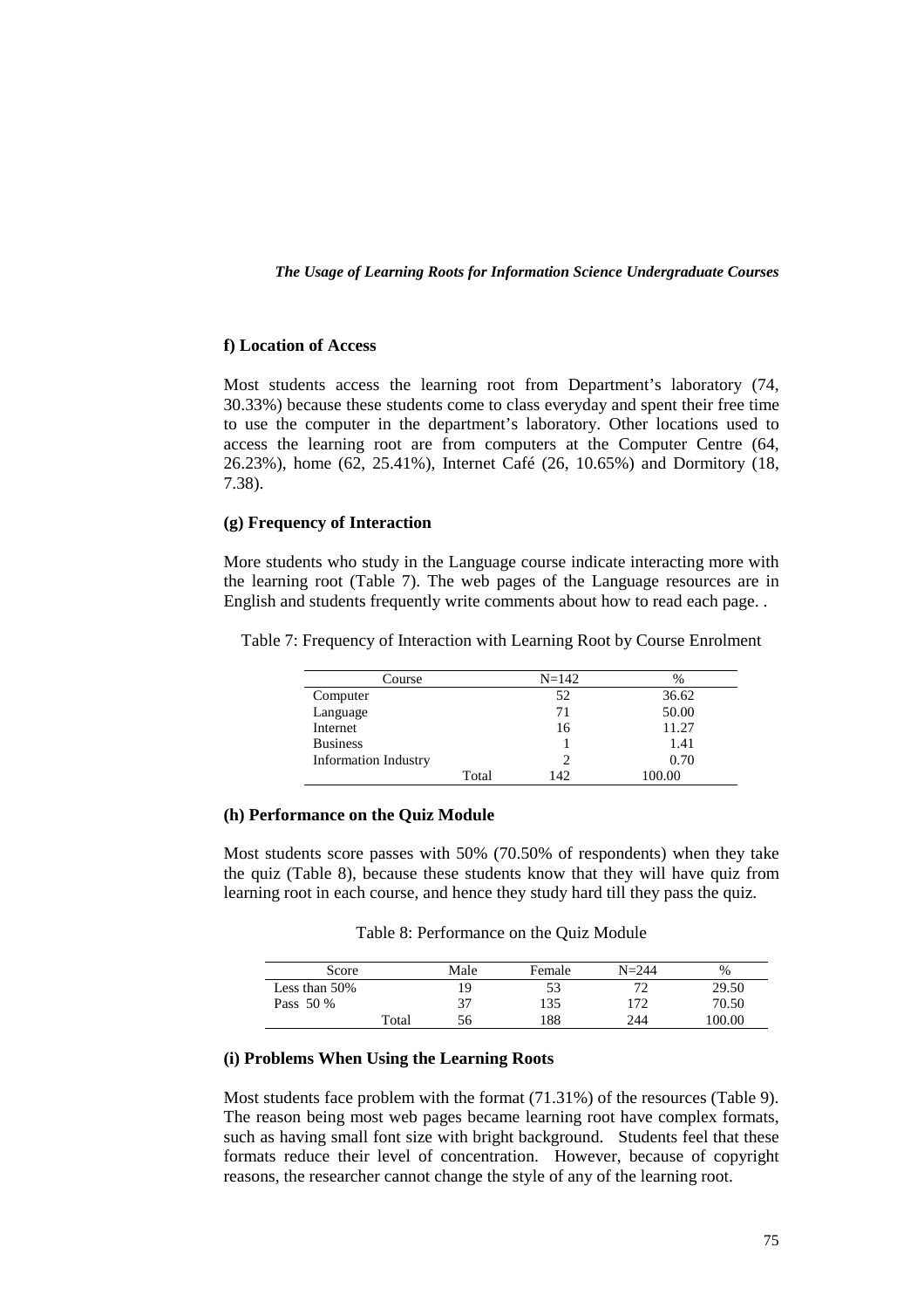#### f) Location of Access

Most students access the learning root from Department's laboratory (74, 30.33%) because these students come to class everyday and spent their free time to use the computer in the department's laboratory. Other locations used to access the learning root are from computers at the Computer Centre (64, 26.23%), home (62, 25.41%), Internet Café (26, 10.65%) and Dormitory (18, 7.38).

#### (g) Frequency of Interaction

More students who study in the Language course indicate interacting more with the learning root (Table 7). The web pages of the Language resources are in English and students frequently write comments about how to read each page. .

Table 7: Frequency of Interaction with Learning Root by Course Enrolment

| Course | N=142 | % |
|---|---|---|
| Computer | 52 | 36.62 |
| Language | 71 | 50.00 |
| Internet | 16 | 11.27 |
| Business | 1 | 1.41 |
| Information Industry | 2 | 0.70 |
| Total | 142 | 100.00 |

#### (h) Performance on the Quiz Module

Most students score passes with 50% (70.50% of respondents) when they take the quiz (Table 8), because these students know that they will have quiz from learning root in each course, and hence they study hard till they pass the quiz.

Table 8: Performance on the Quiz Module

| Score | Male | Female | N=244 | % |
|---|---|---|---|---|
| Less than 50% | 19 | 53 | 72 | 29.50 |
| Pass 50 % | 37 | 135 | 172 | 70.50 |
| Total | 56 | 188 | 244 | 100.00 |

#### (i) Problems When Using the Learning Roots

Most students face problem with the format (71.31%) of the resources (Table 9). The reason being most web pages became learning root have complex formats, such as having small font size with bright background. Students feel that these formats reduce their level of concentration. However, because of copyright reasons, the researcher cannot change the style of any of the learning root.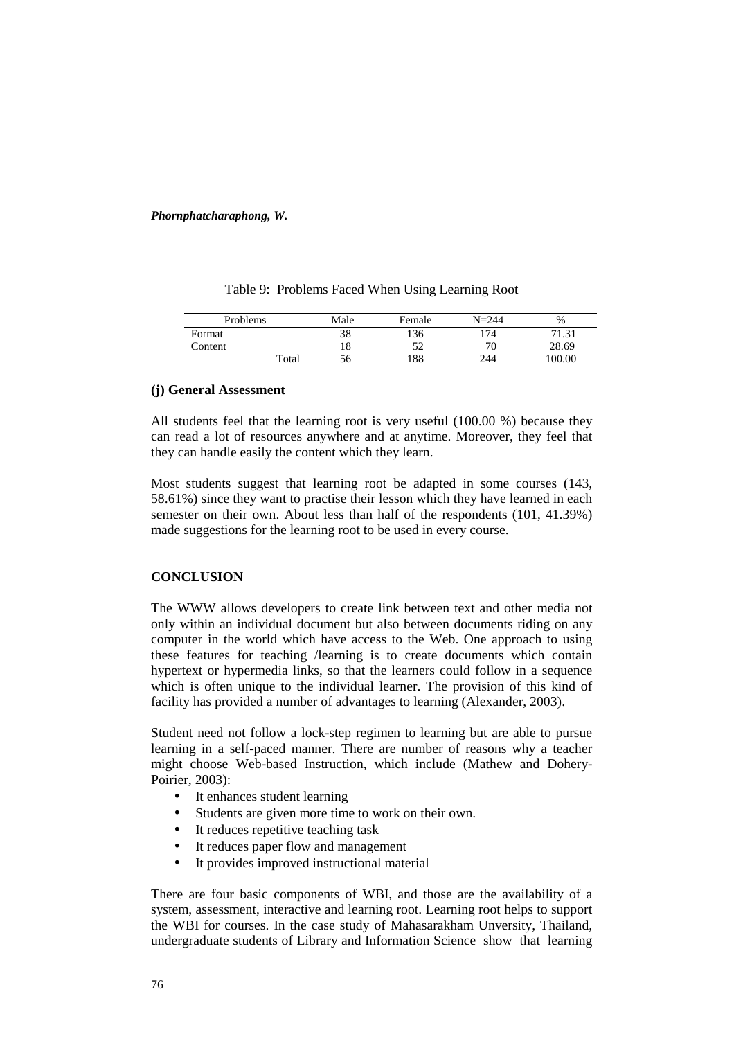Table 9: Problems Faced When Using Learning Root

| Problems | Male | Female | N=244 | % |
|---|---|---|---|---|
| Format | 38 | 136 | 174 | 71.31 |
| Content | 18 | 52 | 70 | 28.69 |
| Total | 56 | 188 | 244 | 100.00 |

**(j) General Assessment**

All students feel that the learning root is very useful (100.00 %) because they can read a lot of resources anywhere and at anytime. Moreover, they feel that they can handle easily the content which they learn.

Most students suggest that learning root be adapted in some courses (143, 58.61%) since they want to practise their lesson which they have learned in each semester on their own. About less than half of the respondents (101, 41.39%) made suggestions for the learning root to be used in every course.

## CONCLUSION

The WWW allows developers to create link between text and other media not only within an individual document but also between documents riding on any computer in the world which have access to the Web. One approach to using these features for teaching /learning is to create documents which contain hypertext or hypermedia links, so that the learners could follow in a sequence which is often unique to the individual learner. The provision of this kind of facility has provided a number of advantages to learning (Alexander, 2003).

Student need not follow a lock-step regimen to learning but are able to pursue learning in a self-paced manner. There are number of reasons why a teacher might choose Web-based Instruction, which include (Mathew and Dohery-Poirier, 2003):

- It enhances student learning
- Students are given more time to work on their own.
- It reduces repetitive teaching task
- It reduces paper flow and management
- It provides improved instructional material

There are four basic components of WBI, and those are the availability of a system, assessment, interactive and learning root. Learning root helps to support the WBI for courses. In the case study of Mahasarakham Unversity, Thailand, undergraduate students of Library and Information Science show that learning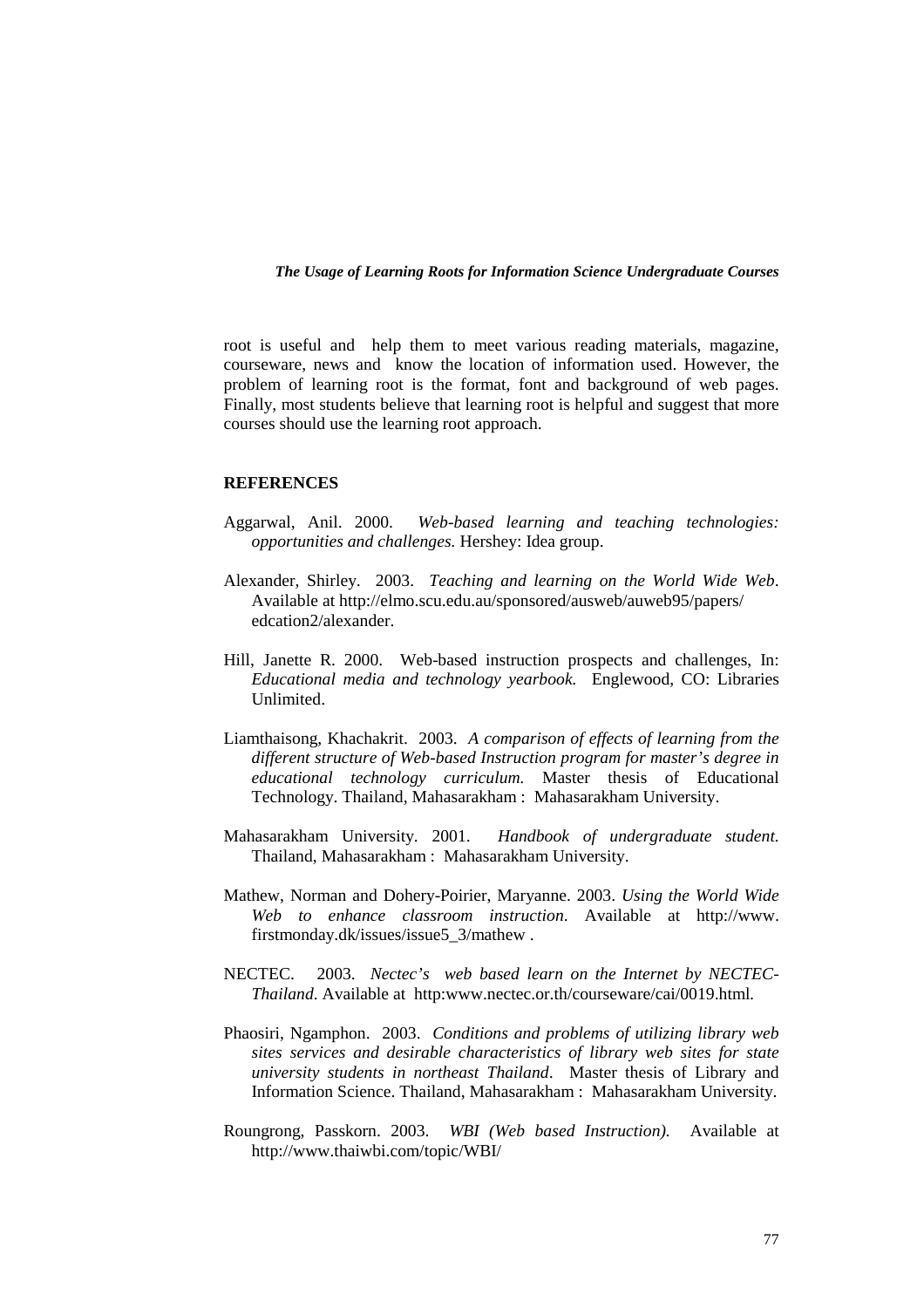root is useful and help them to meet various reading materials, magazine, courseware, news and know the location of information used. However, the problem of learning root is the format, font and background of web pages. Finally, most students believe that learning root is helpful and suggest that more courses should use the learning root approach.

## REFERENCES

Aggarwal, Anil. 2000. *Web-based learning and teaching technologies: opportunities and challenges.* Hershey: Idea group.

Alexander, Shirley. 2003. *Teaching and learning on the World Wide Web*. Available at http://elmo.scu.edu.au/sponsored/ausweb/auweb95/papers/edcation2/alexander.

Hill, Janette R. 2000. Web-based instruction prospects and challenges, In: *Educational media and technology yearbook.* Englewood, CO: Libraries Unlimited.

Liamthaisong, Khachakrit. 2003. *A comparison of effects of learning from the different structure of Web-based Instruction program for master's degree in educational technology curriculum.* Master thesis of Educational Technology. Thailand, Mahasarakham : Mahasarakham University.

Mahasarakham University. 2001. *Handbook of undergraduate student.* Thailand, Mahasarakham : Mahasarakham University.

Mathew, Norman and Dohery-Poirier, Maryanne. 2003. *Using the World Wide Web to enhance classroom instruction.* Available at http://www.firstmonday.dk/issues/issue5_3/mathew .

NECTEC. 2003. *Nectec's web based learn on the Internet by NECTEC-Thailand*. Available at http:www.nectec.or.th/courseware/cai/0019.html.

Phaosiri, Ngamphon. 2003. *Conditions and problems of utilizing library web sites services and desirable characteristics of library web sites for state university students in northeast Thailand*. Master thesis of Library and Information Science. Thailand, Mahasarakham : Mahasarakham University.

Roungrong, Passkorn. 2003. *WBI (Web based Instruction).* Available at http://www.thaiwbi.com/topic/WBI/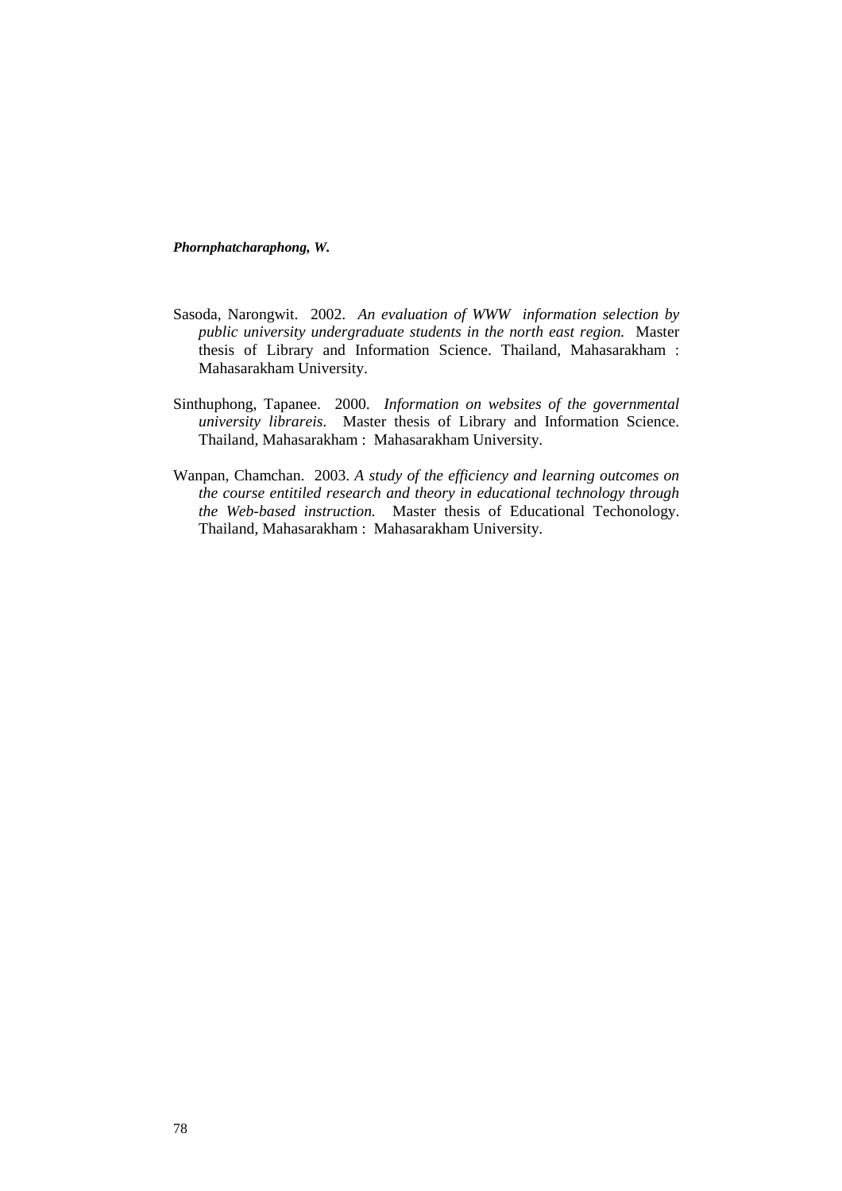Sasoda, Narongwit. 2002. *An evaluation of WWW information selection by public university undergraduate students in the north east region.* Master thesis of Library and Information Science. Thailand, Mahasarakham : Mahasarakham University.

Sinthuphong, Tapanee. 2000. *Information on websites of the governmental university librareis*. Master thesis of Library and Information Science. Thailand, Mahasarakham : Mahasarakham University.

Wanpan, Chamchan. 2003. *A study of the efficiency and learning outcomes on the course entitiled research and theory in educational technology through the Web-based instruction.* Master thesis of Educational Techonology. Thailand, Mahasarakham : Mahasarakham University.